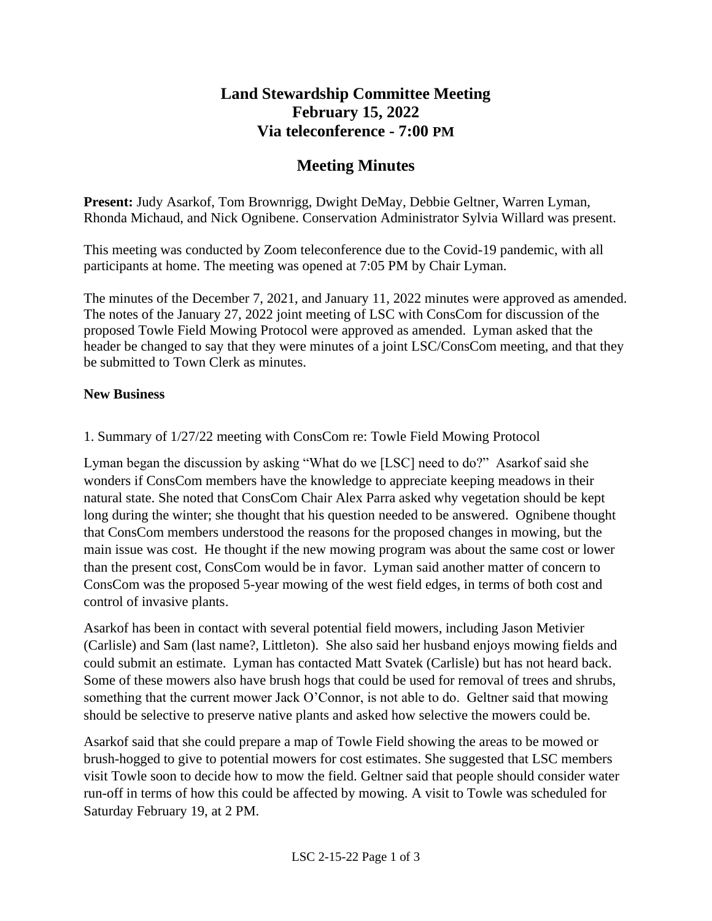# Land Stewardship Committee Meeting
# February 15, 2022
# Via teleconference - 7:00 PM

## Meeting Minutes

**Present:** Judy Asarkof, Tom Brownrigg, Dwight DeMay, Debbie Geltner, Warren Lyman, Rhonda Michaud, and Nick Ognibene. Conservation Administrator Sylvia Willard was present.

This meeting was conducted by Zoom teleconference due to the Covid-19 pandemic, with all participants at home. The meeting was opened at 7:05 PM by Chair Lyman.

The minutes of the December 7, 2021, and January 11, 2022 minutes were approved as amended. The notes of the January 27, 2022 joint meeting of LSC with ConsCom for discussion of the proposed Towle Field Mowing Protocol were approved as amended. Lyman asked that the header be changed to say that they were minutes of a joint LSC/ConsCom meeting, and that they be submitted to Town Clerk as minutes.

**New Business**

1. Summary of 1/27/22 meeting with ConsCom re: Towle Field Mowing Protocol

Lyman began the discussion by asking "What do we [LSC] need to do?" Asarkof said she wonders if ConsCom members have the knowledge to appreciate keeping meadows in their natural state. She noted that ConsCom Chair Alex Parra asked why vegetation should be kept long during the winter; she thought that his question needed to be answered. Ognibene thought that ConsCom members understood the reasons for the proposed changes in mowing, but the main issue was cost. He thought if the new mowing program was about the same cost or lower than the present cost, ConsCom would be in favor. Lyman said another matter of concern to ConsCom was the proposed 5-year mowing of the west field edges, in terms of both cost and control of invasive plants.

Asarkof has been in contact with several potential field mowers, including Jason Metivier (Carlisle) and Sam (last name?, Littleton). She also said her husband enjoys mowing fields and could submit an estimate. Lyman has contacted Matt Svatek (Carlisle) but has not heard back. Some of these mowers also have brush hogs that could be used for removal of trees and shrubs, something that the current mower Jack O'Connor, is not able to do. Geltner said that mowing should be selective to preserve native plants and asked how selective the mowers could be.

Asarkof said that she could prepare a map of Towle Field showing the areas to be mowed or brush-hogged to give to potential mowers for cost estimates. She suggested that LSC members visit Towle soon to decide how to mow the field. Geltner said that people should consider water run-off in terms of how this could be affected by mowing. A visit to Towle was scheduled for Saturday February 19, at 2 PM.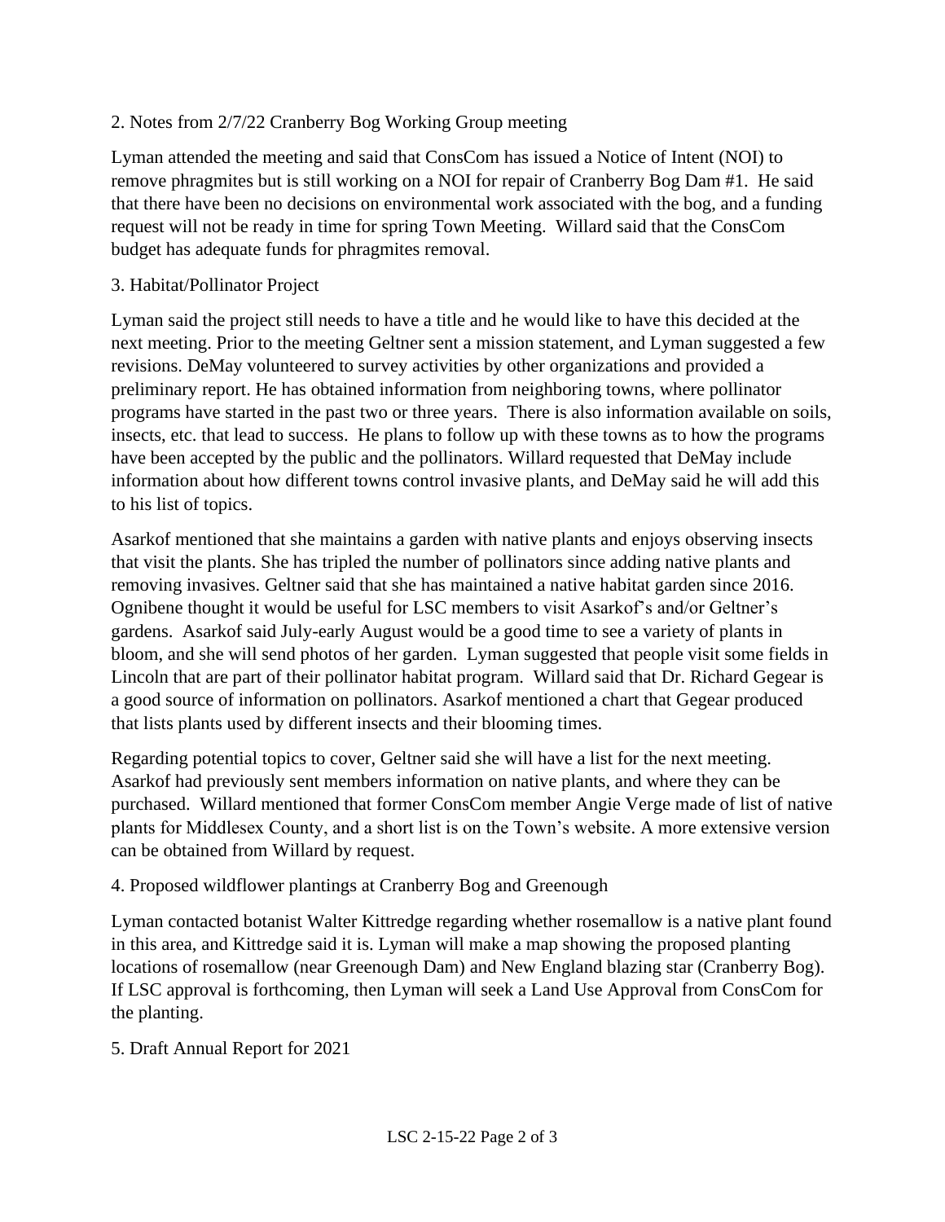2. Notes from 2/7/22 Cranberry Bog Working Group meeting

Lyman attended the meeting and said that ConsCom has issued a Notice of Intent (NOI) to remove phragmites but is still working on a NOI for repair of Cranberry Bog Dam #1. He said that there have been no decisions on environmental work associated with the bog, and a funding request will not be ready in time for spring Town Meeting. Willard said that the ConsCom budget has adequate funds for phragmites removal.

3. Habitat/Pollinator Project

Lyman said the project still needs to have a title and he would like to have this decided at the next meeting. Prior to the meeting Geltner sent a mission statement, and Lyman suggested a few revisions. DeMay volunteered to survey activities by other organizations and provided a preliminary report. He has obtained information from neighboring towns, where pollinator programs have started in the past two or three years. There is also information available on soils, insects, etc. that lead to success. He plans to follow up with these towns as to how the programs have been accepted by the public and the pollinators. Willard requested that DeMay include information about how different towns control invasive plants, and DeMay said he will add this to his list of topics.

Asarkof mentioned that she maintains a garden with native plants and enjoys observing insects that visit the plants. She has tripled the number of pollinators since adding native plants and removing invasives. Geltner said that she has maintained a native habitat garden since 2016. Ognibene thought it would be useful for LSC members to visit Asarkof's and/or Geltner's gardens. Asarkof said July-early August would be a good time to see a variety of plants in bloom, and she will send photos of her garden. Lyman suggested that people visit some fields in Lincoln that are part of their pollinator habitat program. Willard said that Dr. Richard Gegear is a good source of information on pollinators. Asarkof mentioned a chart that Gegear produced that lists plants used by different insects and their blooming times.

Regarding potential topics to cover, Geltner said she will have a list for the next meeting. Asarkof had previously sent members information on native plants, and where they can be purchased. Willard mentioned that former ConsCom member Angie Verge made of list of native plants for Middlesex County, and a short list is on the Town's website. A more extensive version can be obtained from Willard by request.

4. Proposed wildflower plantings at Cranberry Bog and Greenough

Lyman contacted botanist Walter Kittredge regarding whether rosemallow is a native plant found in this area, and Kittredge said it is. Lyman will make a map showing the proposed planting locations of rosemallow (near Greenough Dam) and New England blazing star (Cranberry Bog). If LSC approval is forthcoming, then Lyman will seek a Land Use Approval from ConsCom for the planting.

5. Draft Annual Report for 2021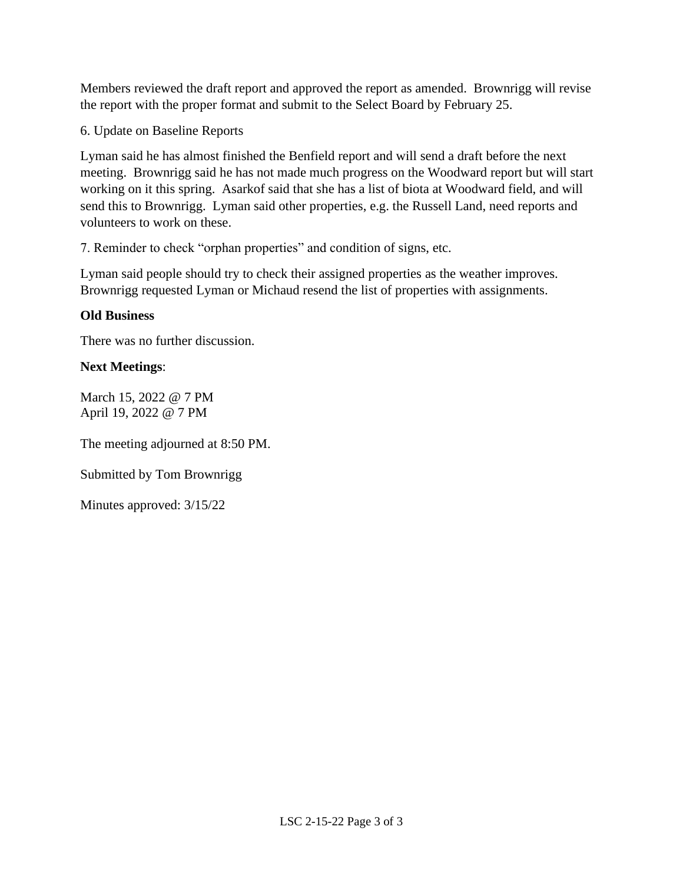Members reviewed the draft report and approved the report as amended. Brownrigg will revise the report with the proper format and submit to the Select Board by February 25.

6. Update on Baseline Reports

Lyman said he has almost finished the Benfield report and will send a draft before the next meeting. Brownrigg said he has not made much progress on the Woodward report but will start working on it this spring. Asarkof said that she has a list of biota at Woodward field, and will send this to Brownrigg. Lyman said other properties, e.g. the Russell Land, need reports and volunteers to work on these.

7. Reminder to check "orphan properties" and condition of signs, etc.

Lyman said people should try to check their assigned properties as the weather improves. Brownrigg requested Lyman or Michaud resend the list of properties with assignments.

**Old Business**

There was no further discussion.

**Next Meetings**:

March 15, 2022 @ 7 PM
April 19, 2022 @ 7 PM

The meeting adjourned at 8:50 PM.

Submitted by Tom Brownrigg

Minutes approved: 3/15/22